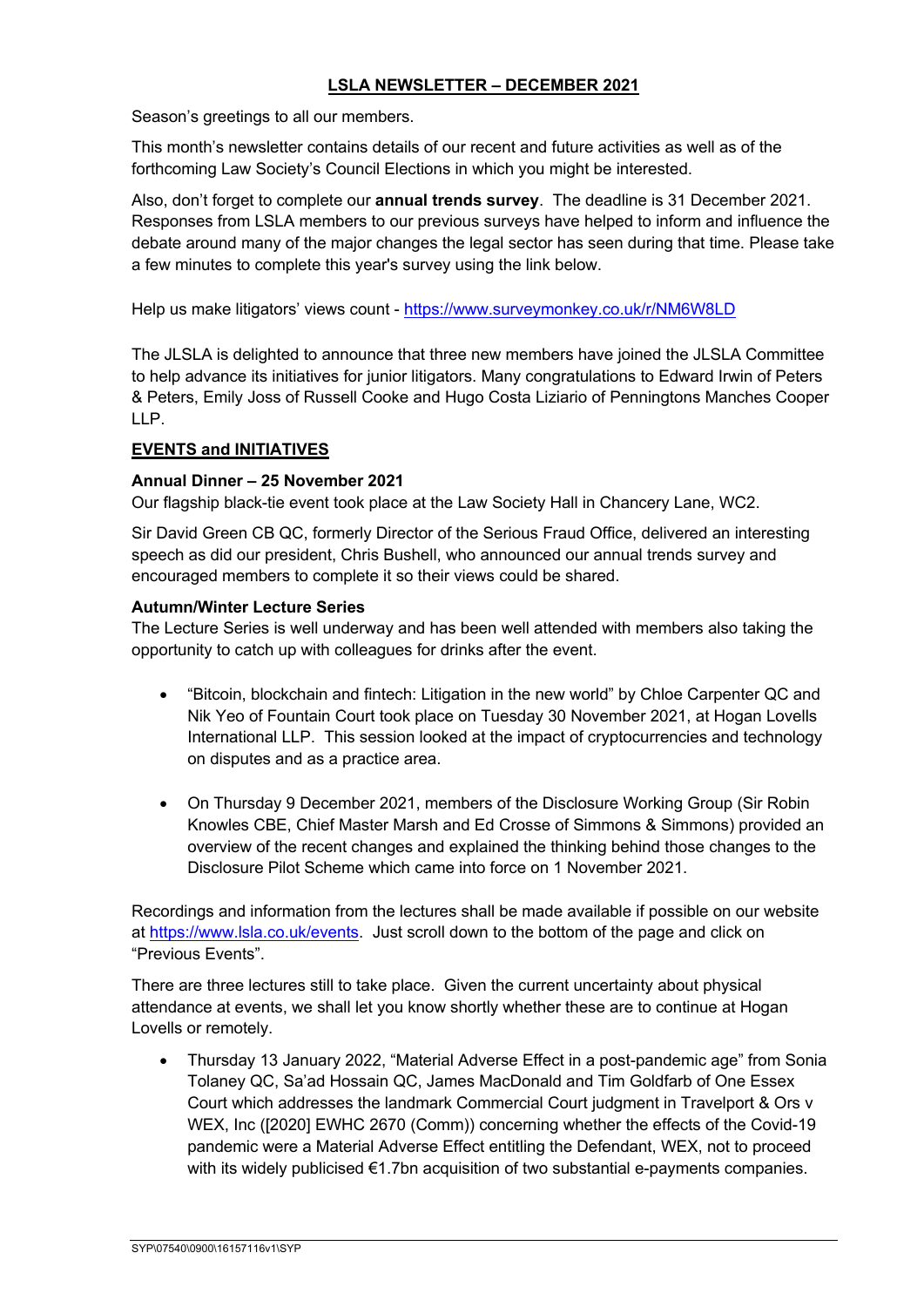# LSLA NEWSLETTER – DECEMBER 2021

Season's greetings to all our members.

This month's newsletter contains details of our recent and future activities as well as of the forthcoming Law Society's Council Elections in which you might be interested.

Also, don't forget to complete our **annual trends survey**. The deadline is 31 December 2021. Responses from LSLA members to our previous surveys have helped to inform and influence the debate around many of the major changes the legal sector has seen during that time. Please take a few minutes to complete this year's survey using the link below.

Help us make litigators' views count - https://www.surveymonkey.co.uk/r/NM6W8LD

The JLSLA is delighted to announce that three new members have joined the JLSLA Committee to help advance its initiatives for junior litigators. Many congratulations to Edward Irwin of Peters & Peters, Emily Joss of Russell Cooke and Hugo Costa Liziario of Penningtons Manches Cooper LLP.

## EVENTS and INITIATIVES

### Annual Dinner – 25 November 2021

Our flagship black-tie event took place at the Law Society Hall in Chancery Lane, WC2.

Sir David Green CB QC, formerly Director of the Serious Fraud Office, delivered an interesting speech as did our president, Chris Bushell, who announced our annual trends survey and encouraged members to complete it so their views could be shared.

### Autumn/Winter Lecture Series

The Lecture Series is well underway and has been well attended with members also taking the opportunity to catch up with colleagues for drinks after the event.

- "Bitcoin, blockchain and fintech: Litigation in the new world" by Chloe Carpenter QC and Nik Yeo of Fountain Court took place on Tuesday 30 November 2021, at Hogan Lovells International LLP. This session looked at the impact of cryptocurrencies and technology on disputes and as a practice area.

- On Thursday 9 December 2021, members of the Disclosure Working Group (Sir Robin Knowles CBE, Chief Master Marsh and Ed Crosse of Simmons & Simmons) provided an overview of the recent changes and explained the thinking behind those changes to the Disclosure Pilot Scheme which came into force on 1 November 2021.

Recordings and information from the lectures shall be made available if possible on our website at https://www.lsla.co.uk/events. Just scroll down to the bottom of the page and click on "Previous Events".

There are three lectures still to take place. Given the current uncertainty about physical attendance at events, we shall let you know shortly whether these are to continue at Hogan Lovells or remotely.

- Thursday 13 January 2022, "Material Adverse Effect in a post-pandemic age" from Sonia Tolaney QC, Sa'ad Hossain QC, James MacDonald and Tim Goldfarb of One Essex Court which addresses the landmark Commercial Court judgment in Travelport & Ors v WEX, Inc ([2020] EWHC 2670 (Comm)) concerning whether the effects of the Covid-19 pandemic were a Material Adverse Effect entitling the Defendant, WEX, not to proceed with its widely publicised €1.7bn acquisition of two substantial e-payments companies.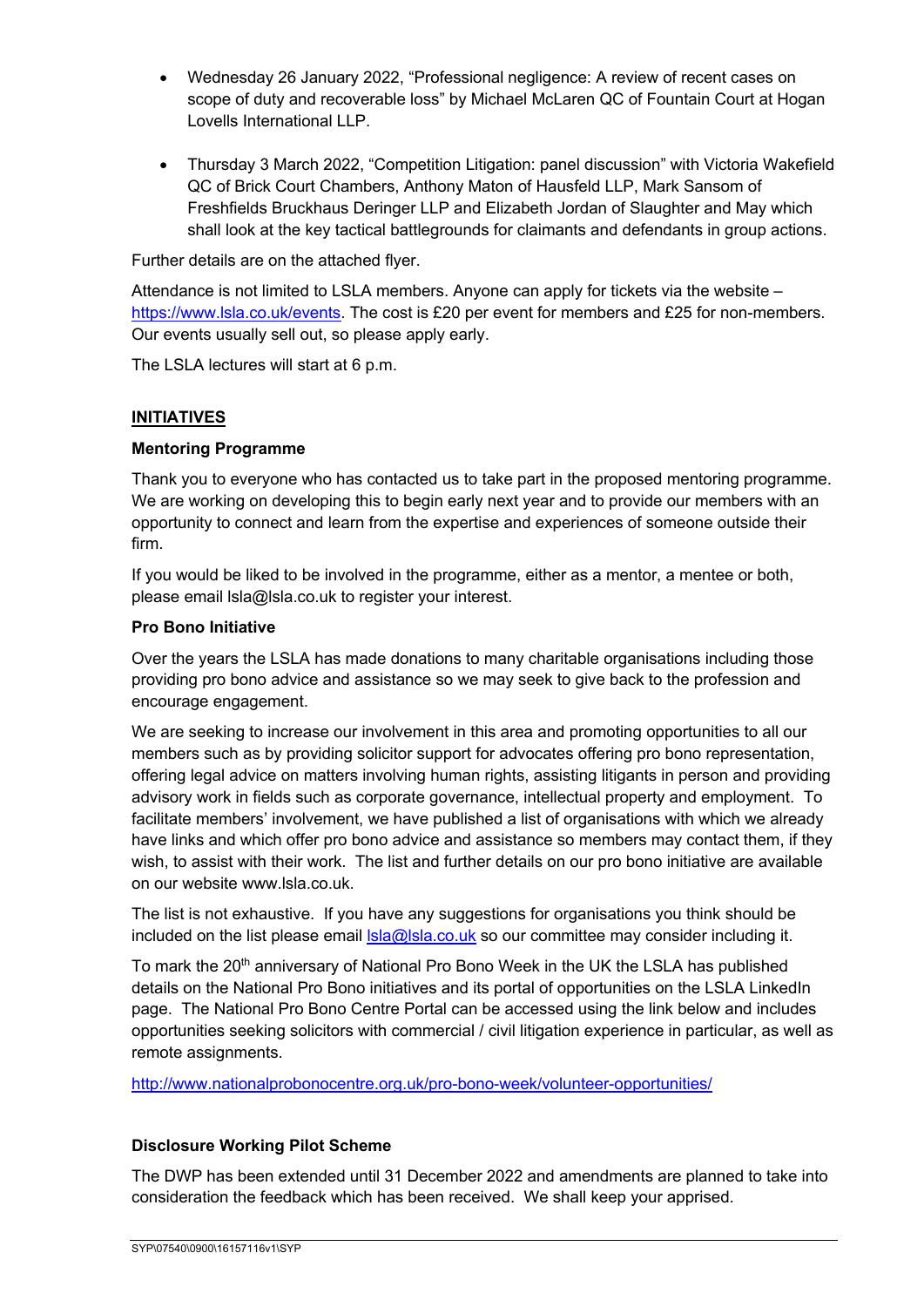- Wednesday 26 January 2022, "Professional negligence: A review of recent cases on scope of duty and recoverable loss" by Michael McLaren QC of Fountain Court at Hogan Lovells International LLP.

- Thursday 3 March 2022, "Competition Litigation: panel discussion" with Victoria Wakefield QC of Brick Court Chambers, Anthony Maton of Hausfeld LLP, Mark Sansom of Freshfields Bruckhaus Deringer LLP and Elizabeth Jordan of Slaughter and May which shall look at the key tactical battlegrounds for claimants and defendants in group actions.

Further details are on the attached flyer.

Attendance is not limited to LSLA members. Anyone can apply for tickets via the website – https://www.lsla.co.uk/events. The cost is £20 per event for members and £25 for non-members. Our events usually sell out, so please apply early.

The LSLA lectures will start at 6 p.m.

## INITIATIVES

### Mentoring Programme

Thank you to everyone who has contacted us to take part in the proposed mentoring programme. We are working on developing this to begin early next year and to provide our members with an opportunity to connect and learn from the expertise and experiences of someone outside their firm.

If you would be liked to be involved in the programme, either as a mentor, a mentee or both, please email lsla@lsla.co.uk to register your interest.

### Pro Bono Initiative

Over the years the LSLA has made donations to many charitable organisations including those providing pro bono advice and assistance so we may seek to give back to the profession and encourage engagement.

We are seeking to increase our involvement in this area and promoting opportunities to all our members such as by providing solicitor support for advocates offering pro bono representation, offering legal advice on matters involving human rights, assisting litigants in person and providing advisory work in fields such as corporate governance, intellectual property and employment. To facilitate members' involvement, we have published a list of organisations with which we already have links and which offer pro bono advice and assistance so members may contact them, if they wish, to assist with their work. The list and further details on our pro bono initiative are available on our website www.lsla.co.uk.

The list is not exhaustive. If you have any suggestions for organisations you think should be included on the list please email lsla@lsla.co.uk so our committee may consider including it.

To mark the 20th anniversary of National Pro Bono Week in the UK the LSLA has published details on the National Pro Bono initiatives and its portal of opportunities on the LSLA LinkedIn page. The National Pro Bono Centre Portal can be accessed using the link below and includes opportunities seeking solicitors with commercial / civil litigation experience in particular, as well as remote assignments.

http://www.nationalprobonocentre.org.uk/pro-bono-week/volunteer-opportunities/

### Disclosure Working Pilot Scheme

The DWP has been extended until 31 December 2022 and amendments are planned to take into consideration the feedback which has been received. We shall keep your apprised.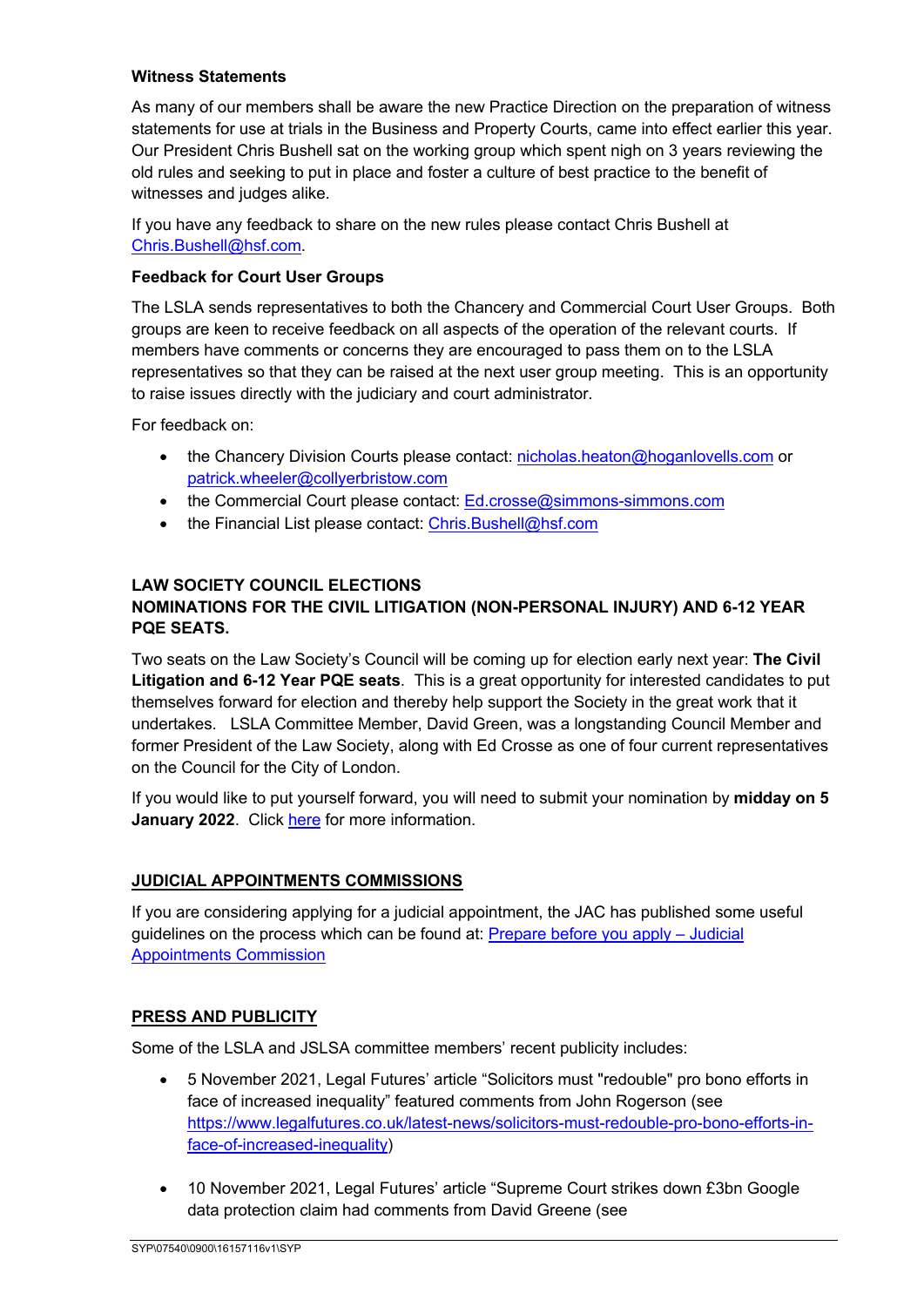**Witness Statements**

As many of our members shall be aware the new Practice Direction on the preparation of witness statements for use at trials in the Business and Property Courts, came into effect earlier this year. Our President Chris Bushell sat on the working group which spent nigh on 3 years reviewing the old rules and seeking to put in place and foster a culture of best practice to the benefit of witnesses and judges alike.

If you have any feedback to share on the new rules please contact Chris Bushell at Chris.Bushell@hsf.com.

**Feedback for Court User Groups**

The LSLA sends representatives to both the Chancery and Commercial Court User Groups. Both groups are keen to receive feedback on all aspects of the operation of the relevant courts. If members have comments or concerns they are encouraged to pass them on to the LSLA representatives so that they can be raised at the next user group meeting. This is an opportunity to raise issues directly with the judiciary and court administrator.

For feedback on:

- the Chancery Division Courts please contact: nicholas.heaton@hoganlovells.com or patrick.wheeler@collyerbristow.com
- the Commercial Court please contact: Ed.crosse@simmons-simmons.com
- the Financial List please contact: Chris.Bushell@hsf.com

**LAW SOCIETY COUNCIL ELECTIONS**
**NOMINATIONS FOR THE CIVIL LITIGATION (NON-PERSONAL INJURY) AND 6-12 YEAR PQE SEATS.**

Two seats on the Law Society's Council will be coming up for election early next year: **The Civil Litigation and 6-12 Year PQE seats**. This is a great opportunity for interested candidates to put themselves forward for election and thereby help support the Society in the great work that it undertakes. LSLA Committee Member, David Green, was a longstanding Council Member and former President of the Law Society, along with Ed Crosse as one of four current representatives on the Council for the City of London.

If you would like to put yourself forward, you will need to submit your nomination by **midday on 5 January 2022**. Click here for more information.

**JUDICIAL APPOINTMENTS COMMISSIONS**

If you are considering applying for a judicial appointment, the JAC has published some useful guidelines on the process which can be found at: Prepare before you apply – Judicial Appointments Commission

**PRESS AND PUBLICITY**

Some of the LSLA and JSLSA committee members' recent publicity includes:

- 5 November 2021, Legal Futures' article "Solicitors must "redouble" pro bono efforts in face of increased inequality" featured comments from John Rogerson (see https://www.legalfutures.co.uk/latest-news/solicitors-must-redouble-pro-bono-efforts-in-face-of-increased-inequality)

- 10 November 2021, Legal Futures' article "Supreme Court strikes down £3bn Google data protection claim had comments from David Greene (see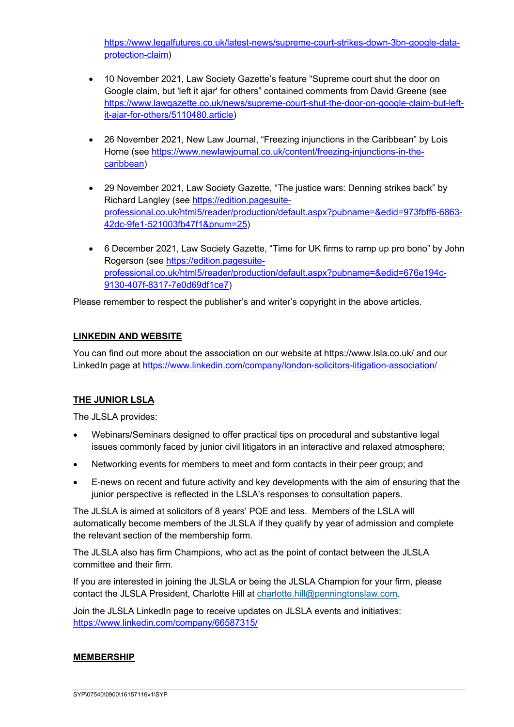https://www.legalfutures.co.uk/latest-news/supreme-court-strikes-down-3bn-google-data-protection-claim)

- 10 November 2021, Law Society Gazette's feature "Supreme court shut the door on Google claim, but 'left it ajar' for others" contained comments from David Greene (see https://www.lawgazette.co.uk/news/supreme-court-shut-the-door-on-google-claim-but-left-it-ajar-for-others/5110480.article)

- 26 November 2021, New Law Journal, "Freezing injunctions in the Caribbean" by Lois Horne (see https://www.newlawjournal.co.uk/content/freezing-injunctions-in-the-caribbean)

- 29 November 2021, Law Society Gazette, "The justice wars: Denning strikes back" by Richard Langley (see https://edition.pagesuite-professional.co.uk/html5/reader/production/default.aspx?pubname=&edid=973fbff6-6863-42dc-9fe1-521003fb47f1&pnum=25)

- 6 December 2021, Law Society Gazette, "Time for UK firms to ramp up pro bono" by John Rogerson (see https://edition.pagesuite-professional.co.uk/html5/reader/production/default.aspx?pubname=&edid=676e194c-9130-407f-8317-7e0d69df1ce7)

Please remember to respect the publisher's and writer's copyright in the above articles.

## LINKEDIN AND WEBSITE

You can find out more about the association on our website at https://www.lsla.co.uk/ and our LinkedIn page at https://www.linkedin.com/company/london-solicitors-litigation-association/

## THE JUNIOR LSLA

The JLSLA provides:

- Webinars/Seminars designed to offer practical tips on procedural and substantive legal issues commonly faced by junior civil litigators in an interactive and relaxed atmosphere;
- Networking events for members to meet and form contacts in their peer group; and
- E-news on recent and future activity and key developments with the aim of ensuring that the junior perspective is reflected in the LSLA's responses to consultation papers.

The JLSLA is aimed at solicitors of 8 years' PQE and less. Members of the LSLA will automatically become members of the JLSLA if they qualify by year of admission and complete the relevant section of the membership form.

The JLSLA also has firm Champions, who act as the point of contact between the JLSLA committee and their firm.

If you are interested in joining the JLSLA or being the JLSLA Champion for your firm, please contact the JLSLA President, Charlotte Hill at charlotte.hill@penningtonslaw.com.

Join the JLSLA LinkedIn page to receive updates on JLSLA events and initiatives: https://www.linkedin.com/company/66587315/

## MEMBERSHIP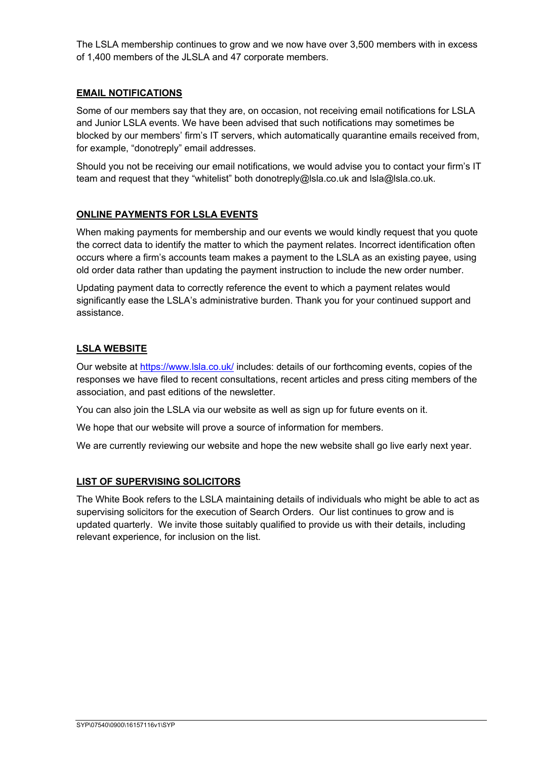The LSLA membership continues to grow and we now have over 3,500 members with in excess of 1,400 members of the JLSLA and 47 corporate members.

## EMAIL NOTIFICATIONS

Some of our members say that they are, on occasion, not receiving email notifications for LSLA and Junior LSLA events. We have been advised that such notifications may sometimes be blocked by our members' firm's IT servers, which automatically quarantine emails received from, for example, "donotreply" email addresses.

Should you not be receiving our email notifications, we would advise you to contact your firm's IT team and request that they "whitelist" both donotreply@lsla.co.uk and lsla@lsla.co.uk.

## ONLINE PAYMENTS FOR LSLA EVENTS

When making payments for membership and our events we would kindly request that you quote the correct data to identify the matter to which the payment relates. Incorrect identification often occurs where a firm's accounts team makes a payment to the LSLA as an existing payee, using old order data rather than updating the payment instruction to include the new order number.

Updating payment data to correctly reference the event to which a payment relates would significantly ease the LSLA's administrative burden. Thank you for your continued support and assistance.

## LSLA WEBSITE

Our website at [https://www.lsla.co.uk/](https://www.lsla.co.uk/) includes: details of our forthcoming events, copies of the responses we have filed to recent consultations, recent articles and press citing members of the association, and past editions of the newsletter.

You can also join the LSLA via our website as well as sign up for future events on it.

We hope that our website will prove a source of information for members.

We are currently reviewing our website and hope the new website shall go live early next year.

## LIST OF SUPERVISING SOLICITORS

The White Book refers to the LSLA maintaining details of individuals who might be able to act as supervising solicitors for the execution of Search Orders. Our list continues to grow and is updated quarterly. We invite those suitably qualified to provide us with their details, including relevant experience, for inclusion on the list.